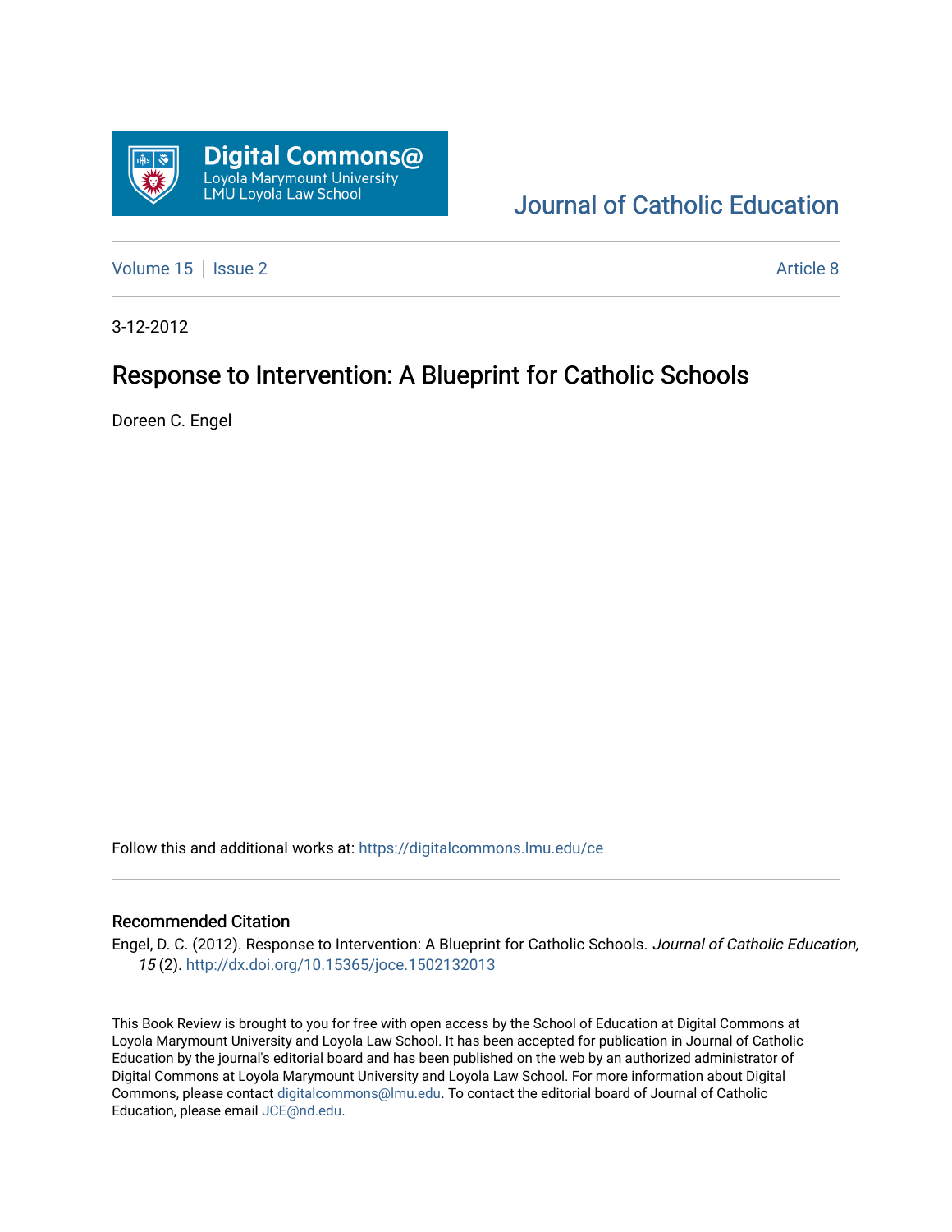Digital Commons@ Loyola Marymount University LMU Loyola Law School

Journal of Catholic Education

Volume 15 | Issue 2 | Article 8

3-12-2012

# Response to Intervention: A Blueprint for Catholic Schools

Doreen C. Engel

Follow this and additional works at: https://digitalcommons.lmu.edu/ce

## Recommended Citation

Engel, D. C. (2012). Response to Intervention: A Blueprint for Catholic Schools. *Journal of Catholic Education, 15* (2). http://dx.doi.org/10.15365/joce.1502132013

This Book Review is brought to you for free with open access by the School of Education at Digital Commons at Loyola Marymount University and Loyola Law School. It has been accepted for publication in Journal of Catholic Education by the journal's editorial board and has been published on the web by an authorized administrator of Digital Commons at Loyola Marymount University and Loyola Law School. For more information about Digital Commons, please contact digitalcommons@lmu.edu. To contact the editorial board of Journal of Catholic Education, please email JCE@nd.edu.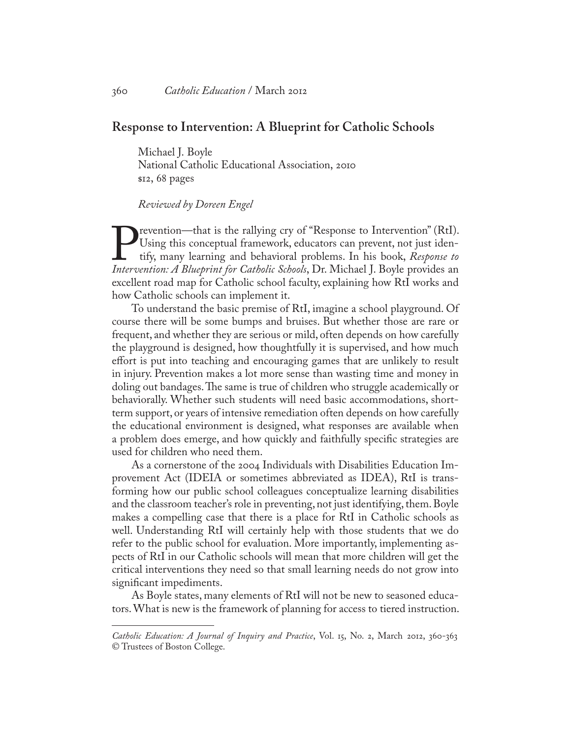## Response to Intervention: A Blueprint for Catholic Schools

Michael J. Boyle
National Catholic Educational Association, 2010
$12, 68 pages

*Reviewed by Doreen Engel*

Prevention—that is the rallying cry of "Response to Intervention" (RtI). Using this conceptual framework, educators can prevent, not just identify, many learning and behavioral problems. In his book, *Response to Intervention: A Blueprint for Catholic Schools*, Dr. Michael J. Boyle provides an excellent road map for Catholic school faculty, explaining how RtI works and how Catholic schools can implement it.

To understand the basic premise of RtI, imagine a school playground. Of course there will be some bumps and bruises. But whether those are rare or frequent, and whether they are serious or mild, often depends on how carefully the playground is designed, how thoughtfully it is supervised, and how much effort is put into teaching and encouraging games that are unlikely to result in injury. Prevention makes a lot more sense than wasting time and money in doling out bandages. The same is true of children who struggle academically or behaviorally. Whether such students will need basic accommodations, short-term support, or years of intensive remediation often depends on how carefully the educational environment is designed, what responses are available when a problem does emerge, and how quickly and faithfully specific strategies are used for children who need them.

As a cornerstone of the 2004 Individuals with Disabilities Education Improvement Act (IDEIA or sometimes abbreviated as IDEA), RtI is transforming how our public school colleagues conceptualize learning disabilities and the classroom teacher's role in preventing, not just identifying, them. Boyle makes a compelling case that there is a place for RtI in Catholic schools as well. Understanding RtI will certainly help with those students that we do refer to the public school for evaluation. More importantly, implementing aspects of RtI in our Catholic schools will mean that more children will get the critical interventions they need so that small learning needs do not grow into significant impediments.

As Boyle states, many elements of RtI will not be new to seasoned educators. What is new is the framework of planning for access to tiered instruction.

---

*Catholic Education: A Journal of Inquiry and Practice*, Vol. 15, No. 2, March 2012, 360-363
© Trustees of Boston College.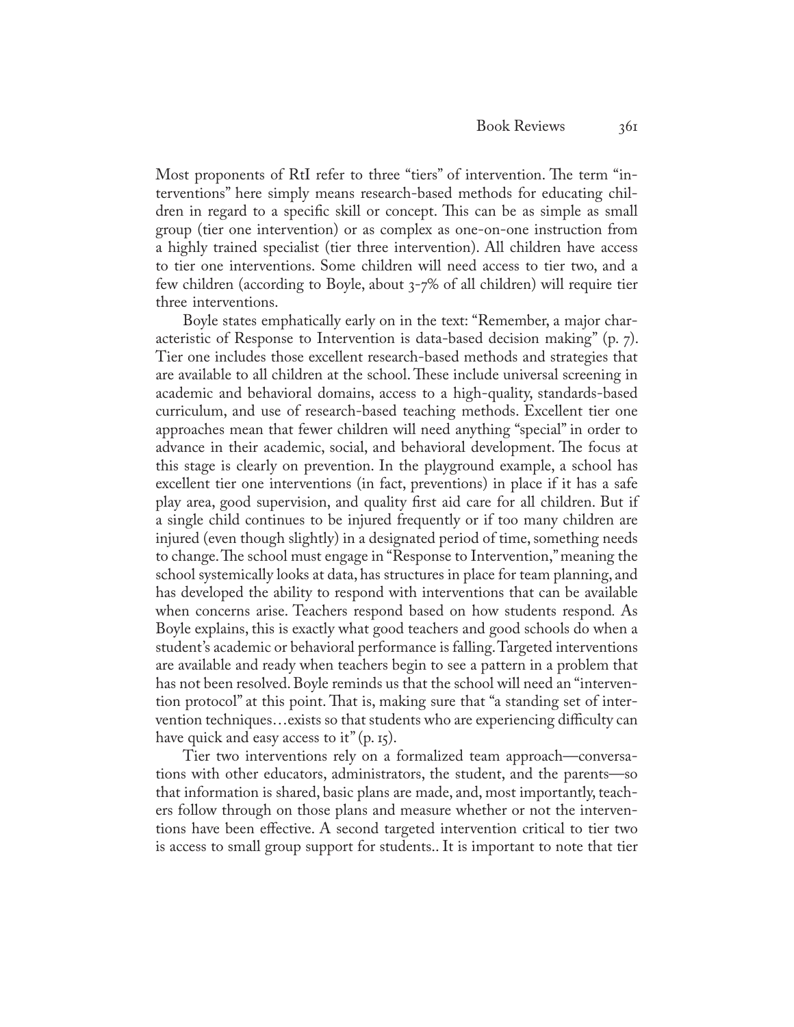Most proponents of RtI refer to three "tiers" of intervention. The term "interventions" here simply means research-based methods for educating children in regard to a specific skill or concept. This can be as simple as small group (tier one intervention) or as complex as one-on-one instruction from a highly trained specialist (tier three intervention). All children have access to tier one interventions. Some children will need access to tier two, and a few children (according to Boyle, about 3-7% of all children) will require tier three interventions.

Boyle states emphatically early on in the text: "Remember, a major characteristic of Response to Intervention is data-based decision making" (p. 7). Tier one includes those excellent research-based methods and strategies that are available to all children at the school. These include universal screening in academic and behavioral domains, access to a high-quality, standards-based curriculum, and use of research-based teaching methods. Excellent tier one approaches mean that fewer children will need anything "special" in order to advance in their academic, social, and behavioral development. The focus at this stage is clearly on prevention. In the playground example, a school has excellent tier one interventions (in fact, preventions) in place if it has a safe play area, good supervision, and quality first aid care for all children. But if a single child continues to be injured frequently or if too many children are injured (even though slightly) in a designated period of time, something needs to change. The school must engage in "Response to Intervention," meaning the school systemically looks at data, has structures in place for team planning, and has developed the ability to respond with interventions that can be available when concerns arise. Teachers respond based on how students respond. As Boyle explains, this is exactly what good teachers and good schools do when a student's academic or behavioral performance is falling. Targeted interventions are available and ready when teachers begin to see a pattern in a problem that has not been resolved. Boyle reminds us that the school will need an "intervention protocol" at this point. That is, making sure that "a standing set of intervention techniques…exists so that students who are experiencing difficulty can have quick and easy access to it" (p. 15).

Tier two interventions rely on a formalized team approach—conversations with other educators, administrators, the student, and the parents—so that information is shared, basic plans are made, and, most importantly, teachers follow through on those plans and measure whether or not the interventions have been effective. A second targeted intervention critical to tier two is access to small group support for students.. It is important to note that tier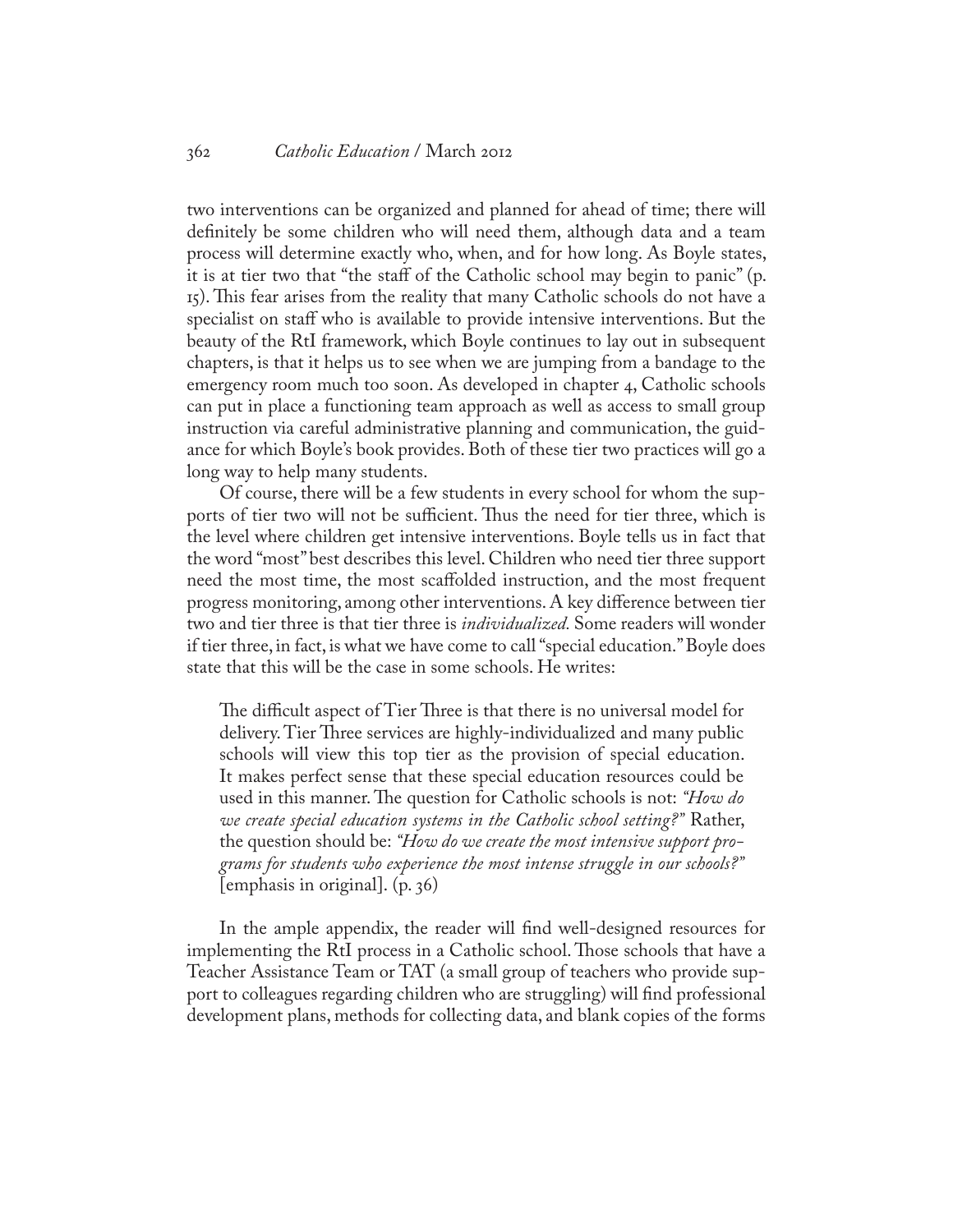two interventions can be organized and planned for ahead of time; there will definitely be some children who will need them, although data and a team process will determine exactly who, when, and for how long. As Boyle states, it is at tier two that "the staff of the Catholic school may begin to panic" (p. 15). This fear arises from the reality that many Catholic schools do not have a specialist on staff who is available to provide intensive interventions. But the beauty of the RtI framework, which Boyle continues to lay out in subsequent chapters, is that it helps us to see when we are jumping from a bandage to the emergency room much too soon. As developed in chapter 4, Catholic schools can put in place a functioning team approach as well as access to small group instruction via careful administrative planning and communication, the guidance for which Boyle's book provides. Both of these tier two practices will go a long way to help many students.

Of course, there will be a few students in every school for whom the supports of tier two will not be sufficient. Thus the need for tier three, which is the level where children get intensive interventions. Boyle tells us in fact that the word "most" best describes this level. Children who need tier three support need the most time, the most scaffolded instruction, and the most frequent progress monitoring, among other interventions. A key difference between tier two and tier three is that tier three is *individualized.* Some readers will wonder if tier three, in fact, is what we have come to call "special education." Boyle does state that this will be the case in some schools. He writes:

> The difficult aspect of Tier Three is that there is no universal model for delivery. Tier Three services are highly-individualized and many public schools will view this top tier as the provision of special education. It makes perfect sense that these special education resources could be used in this manner. The question for Catholic schools is not: *"How do we create special education systems in the Catholic school setting?"* Rather, the question should be: *"How do we create the most intensive support programs for students who experience the most intense struggle in our schools?"* [emphasis in original]. (p. 36)

In the ample appendix, the reader will find well-designed resources for implementing the RtI process in a Catholic school. Those schools that have a Teacher Assistance Team or TAT (a small group of teachers who provide support to colleagues regarding children who are struggling) will find professional development plans, methods for collecting data, and blank copies of the forms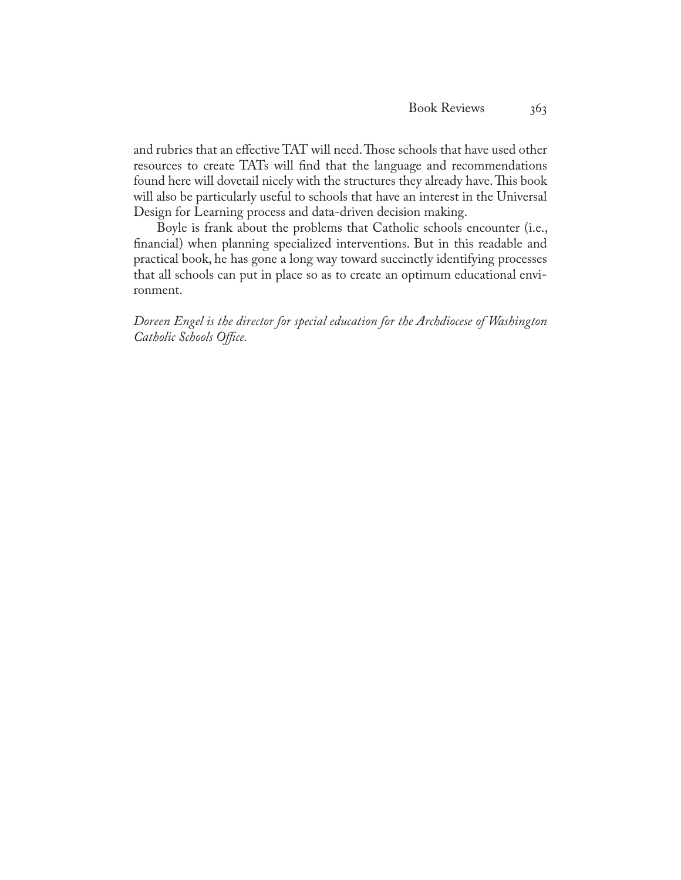and rubrics that an effective TAT will need. Those schools that have used other resources to create TATs will find that the language and recommendations found here will dovetail nicely with the structures they already have. This book will also be particularly useful to schools that have an interest in the Universal Design for Learning process and data-driven decision making.

Boyle is frank about the problems that Catholic schools encounter (i.e., financial) when planning specialized interventions. But in this readable and practical book, he has gone a long way toward succinctly identifying processes that all schools can put in place so as to create an optimum educational environment.

*Doreen Engel is the director for special education for the Archdiocese of Washington Catholic Schools Office.*